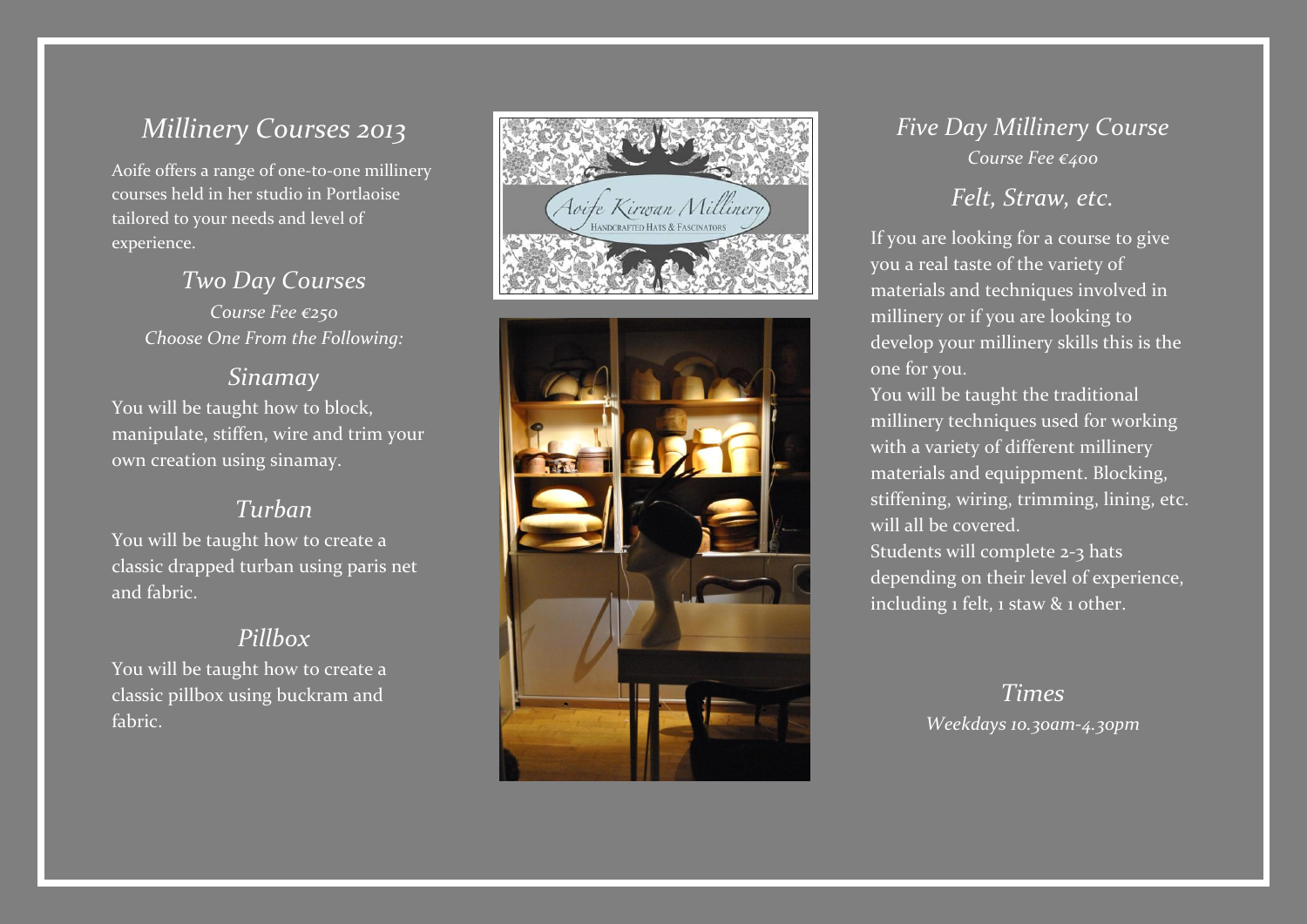# *Millinery Courses 2013*

Aoife offers a range of one-to-one millinery courses held in her studio in Portlaoise tailored to your needs and level of experience.

## *Two Day Courses*

*Course Fee €250*

*Choose One From the Following:*

### *Sinamay*

You will be taught how to block, manipulate, stiffen, wire and trim your own creation using sinamay.

### *Turban*

You will be taught how to create a classic drapped turban using paris net and fabric.

### *Pillbox*

You will be taught how to create a classic pillbox using buckram and fabric.

## *Five Day Millinery Course*

*Course Fee €400*

### *Felt, Straw, etc.*

If you are looking for a course to give you a real taste of the variety of materials and techniques involved in millinery or if you are looking to develop your millinery skills this is the one for you.

You will be taught the traditional millinery techniques used for working with a variety of different millinery materials and equippment. Blocking, stiffening, wiring, trimming, lining, etc. will all be covered.

Students will complete 2-3 hats depending on their level of experience, including 1 felt, 1 staw & 1 other.

### *Times*

*Weekdays 10.30am-4.30pm*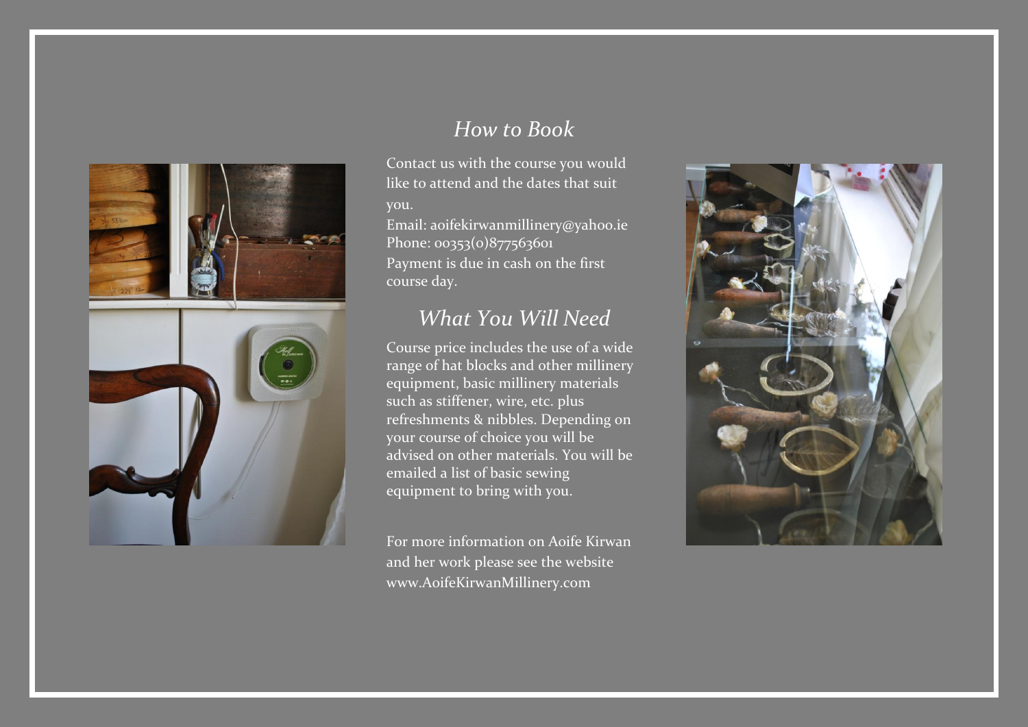## *How to Book*

Contact us with the course you would like to attend and the dates that suit you.

Email: aoifekirwanmillinery@yahoo.ie
Phone: 00353(0)877563601
Payment is due in cash on the first course day.

## *What You Will Need*

Course price includes the use of a wide range of hat blocks and other millinery equipment, basic millinery materials such as stiffener, wire, etc. plus refreshments & nibbles. Depending on your course of choice you will be advised on other materials. You will be emailed a list of basic sewing equipment to bring with you.

For more information on Aoife Kirwan and her work please see the website www.AoifeKirwanMillinery.com